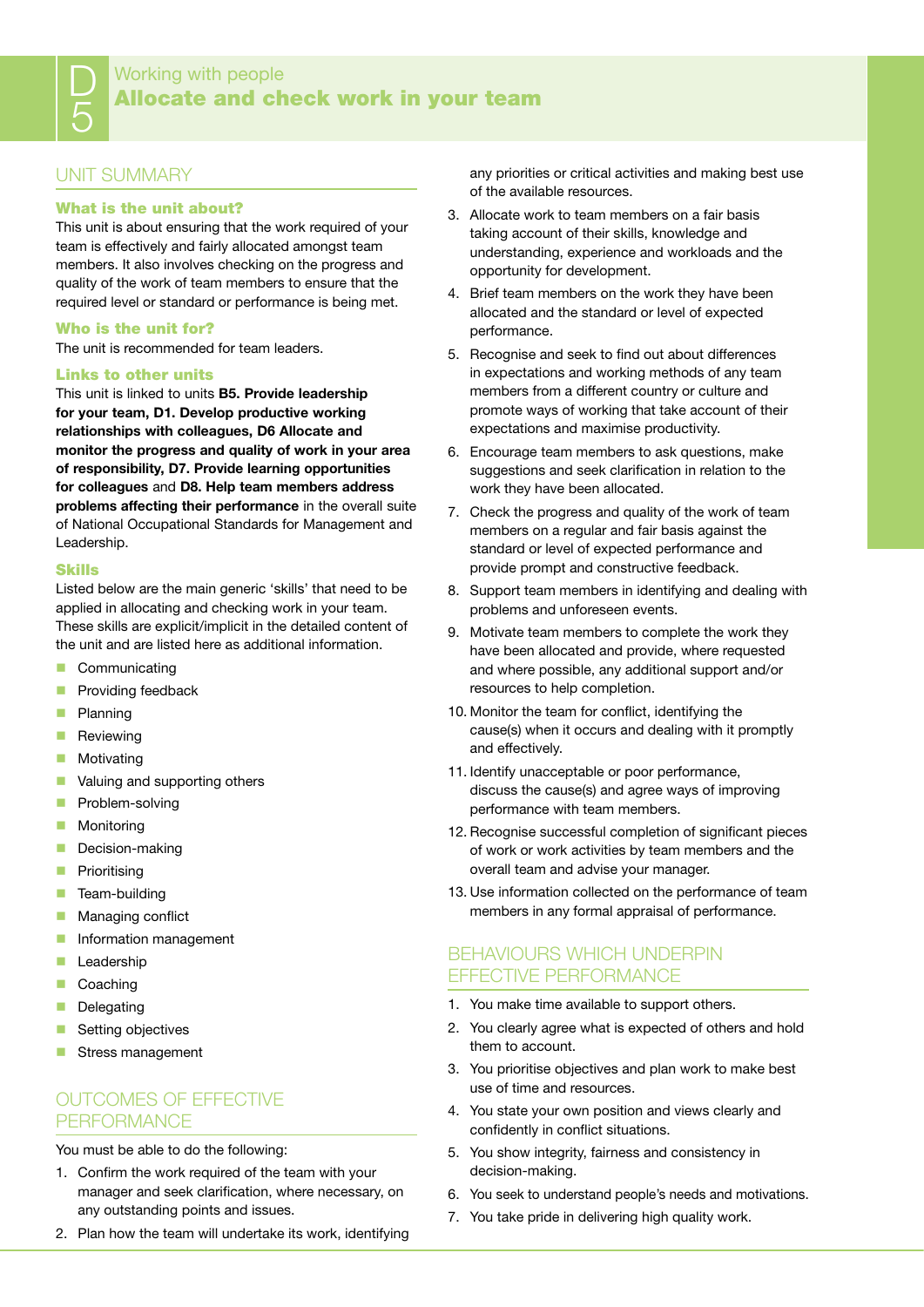# D5 Working with people
# Allocate and check work in your team

## UNIT SUMMARY

### What is the unit about?

This unit is about ensuring that the work required of your team is effectively and fairly allocated amongst team members. It also involves checking on the progress and quality of the work of team members to ensure that the required level or standard or performance is being met.

### Who is the unit for?

The unit is recommended for team leaders.

### Links to other units

This unit is linked to units **B5. Provide leadership for your team, D1. Develop productive working relationships with colleagues, D6 Allocate and monitor the progress and quality of work in your area of responsibility, D7. Provide learning opportunities for colleagues** and **D8. Help team members address problems affecting their performance** in the overall suite of National Occupational Standards for Management and Leadership.

### Skills

Listed below are the main generic 'skills' that need to be applied in allocating and checking work in your team. These skills are explicit/implicit in the detailed content of the unit and are listed here as additional information.

- Communicating
- Providing feedback
- Planning
- Reviewing
- Motivating
- Valuing and supporting others
- Problem-solving
- Monitoring
- Decision-making
- Prioritising
- Team-building
- Managing conflict
- Information management
- Leadership
- Coaching
- Delegating
- Setting objectives
- Stress management

## OUTCOMES OF EFFECTIVE PERFORMANCE

You must be able to do the following:

1. Confirm the work required of the team with your manager and seek clarification, where necessary, on any outstanding points and issues.
2. Plan how the team will undertake its work, identifying any priorities or critical activities and making best use of the available resources.
3. Allocate work to team members on a fair basis taking account of their skills, knowledge and understanding, experience and workloads and the opportunity for development.
4. Brief team members on the work they have been allocated and the standard or level of expected performance.
5. Recognise and seek to find out about differences in expectations and working methods of any team members from a different country or culture and promote ways of working that take account of their expectations and maximise productivity.
6. Encourage team members to ask questions, make suggestions and seek clarification in relation to the work they have been allocated.
7. Check the progress and quality of the work of team members on a regular and fair basis against the standard or level of expected performance and provide prompt and constructive feedback.
8. Support team members in identifying and dealing with problems and unforeseen events.
9. Motivate team members to complete the work they have been allocated and provide, where requested and where possible, any additional support and/or resources to help completion.
10. Monitor the team for conflict, identifying the cause(s) when it occurs and dealing with it promptly and effectively.
11. Identify unacceptable or poor performance, discuss the cause(s) and agree ways of improving performance with team members.
12. Recognise successful completion of significant pieces of work or work activities by team members and the overall team and advise your manager.
13. Use information collected on the performance of team members in any formal appraisal of performance.

## BEHAVIOURS WHICH UNDERPIN EFFECTIVE PERFORMANCE

1. You make time available to support others.
2. You clearly agree what is expected of others and hold them to account.
3. You prioritise objectives and plan work to make best use of time and resources.
4. You state your own position and views clearly and confidently in conflict situations.
5. You show integrity, fairness and consistency in decision-making.
6. You seek to understand people's needs and motivations.
7. You take pride in delivering high quality work.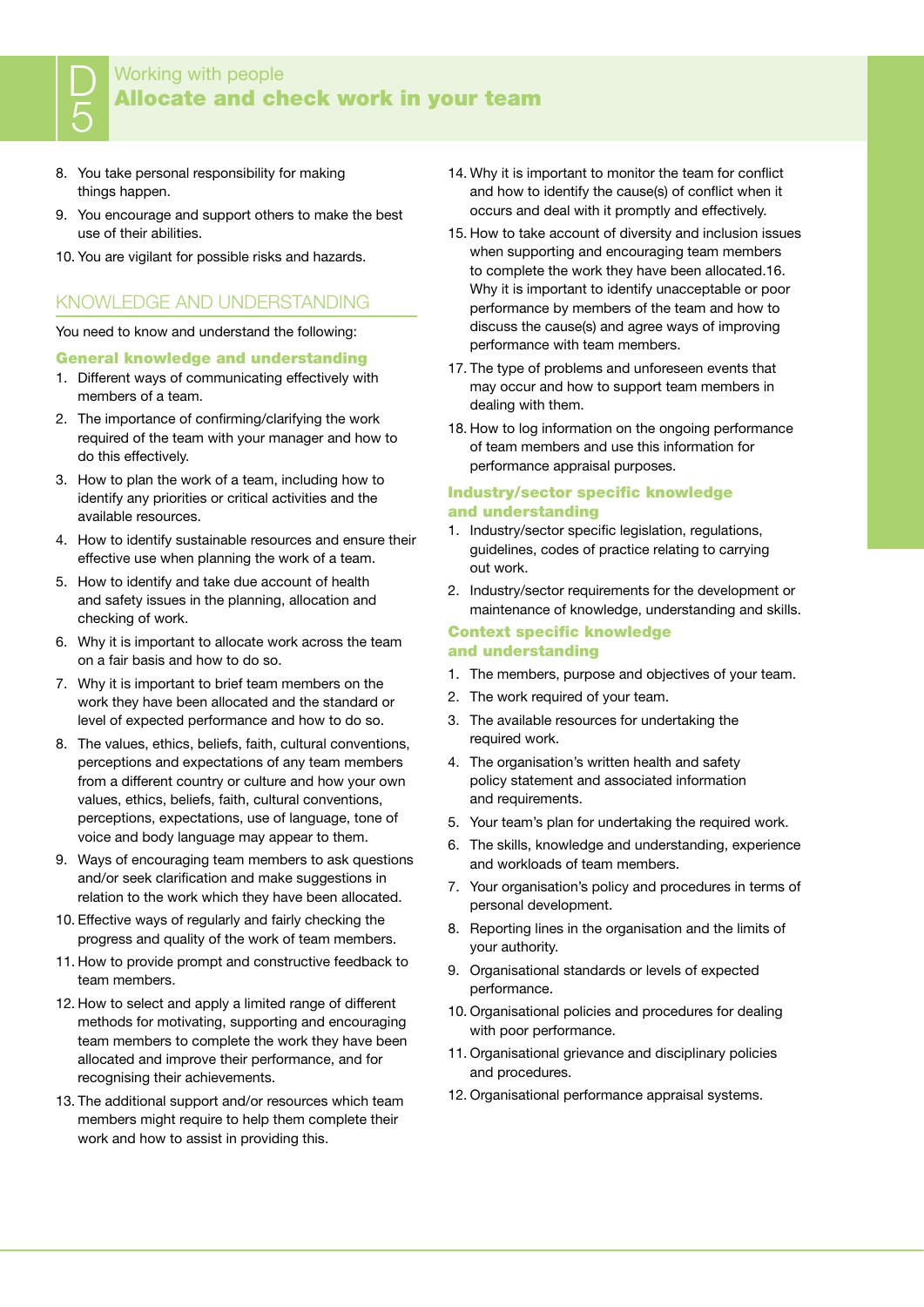# D5 Working with people
## Allocate and check work in your team

8. You take personal responsibility for making things happen.
9. You encourage and support others to make the best use of their abilities.
10. You are vigilant for possible risks and hazards.

## KNOWLEDGE AND UNDERSTANDING

You need to know and understand the following:

### General knowledge and understanding

1. Different ways of communicating effectively with members of a team.
2. The importance of confirming/clarifying the work required of the team with your manager and how to do this effectively.
3. How to plan the work of a team, including how to identify any priorities or critical activities and the available resources.
4. How to identify sustainable resources and ensure their effective use when planning the work of a team.
5. How to identify and take due account of health and safety issues in the planning, allocation and checking of work.
6. Why it is important to allocate work across the team on a fair basis and how to do so.
7. Why it is important to brief team members on the work they have been allocated and the standard or level of expected performance and how to do so.
8. The values, ethics, beliefs, faith, cultural conventions, perceptions and expectations of any team members from a different country or culture and how your own values, ethics, beliefs, faith, cultural conventions, perceptions, expectations, use of language, tone of voice and body language may appear to them.
9. Ways of encouraging team members to ask questions and/or seek clarification and make suggestions in relation to the work which they have been allocated.
10. Effective ways of regularly and fairly checking the progress and quality of the work of team members.
11. How to provide prompt and constructive feedback to team members.
12. How to select and apply a limited range of different methods for motivating, supporting and encouraging team members to complete the work they have been allocated and improve their performance, and for recognising their achievements.
13. The additional support and/or resources which team members might require to help them complete their work and how to assist in providing this.
14. Why it is important to monitor the team for conflict and how to identify the cause(s) of conflict when it occurs and deal with it promptly and effectively.
15. How to take account of diversity and inclusion issues when supporting and encouraging team members to complete the work they have been allocated.16. Why it is important to identify unacceptable or poor performance by members of the team and how to discuss the cause(s) and agree ways of improving performance with team members.
17. The type of problems and unforeseen events that may occur and how to support team members in dealing with them.
18. How to log information on the ongoing performance of team members and use this information for performance appraisal purposes.

### Industry/sector specific knowledge and understanding

1. Industry/sector specific legislation, regulations, guidelines, codes of practice relating to carrying out work.
2. Industry/sector requirements for the development or maintenance of knowledge, understanding and skills.

### Context specific knowledge and understanding

1. The members, purpose and objectives of your team.
2. The work required of your team.
3. The available resources for undertaking the required work.
4. The organisation's written health and safety policy statement and associated information and requirements.
5. Your team's plan for undertaking the required work.
6. The skills, knowledge and understanding, experience and workloads of team members.
7. Your organisation's policy and procedures in terms of personal development.
8. Reporting lines in the organisation and the limits of your authority.
9. Organisational standards or levels of expected performance.
10. Organisational policies and procedures for dealing with poor performance.
11. Organisational grievance and disciplinary policies and procedures.
12. Organisational performance appraisal systems.